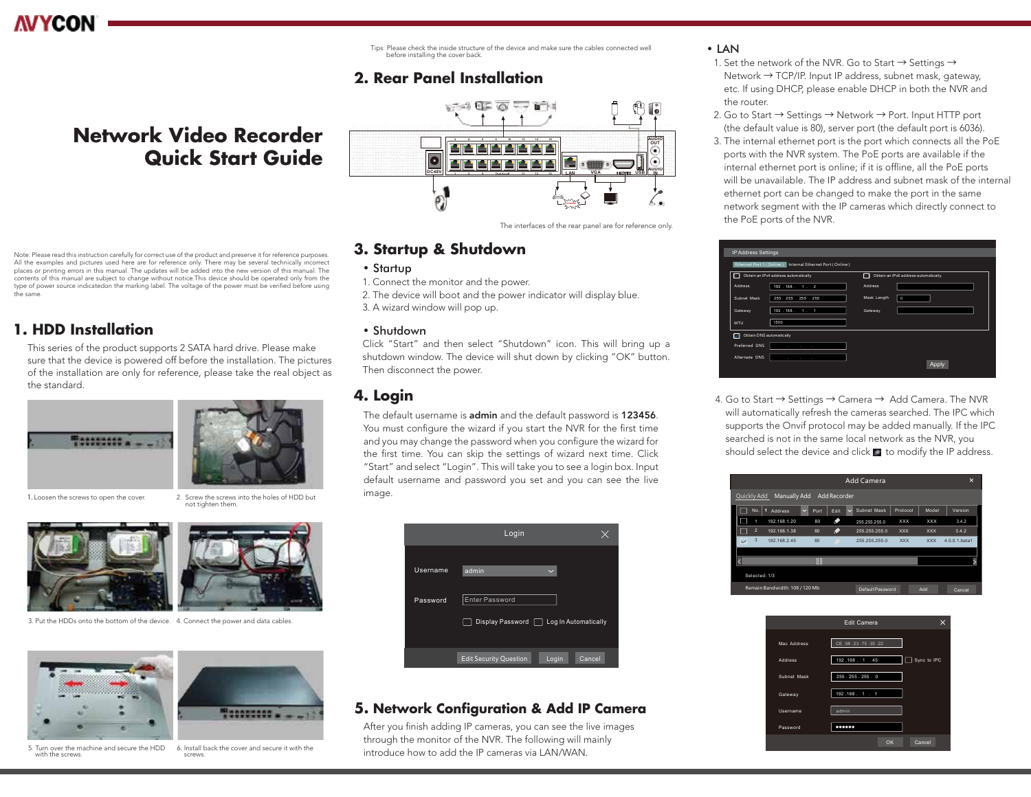# Network Video Recorder Quick Start Guide

Note: Please read this instruction carefully for correct use of the product and preserve it for reference purposes. All the examples and pictures used here are for reference only. There may be several technically incorrect places or printing errors in this manual. The updates will be added into the new version of this manual. The contents of this manual are subject to change without notice.This device should be operated only from the type of power source indicatedon the marking label. The voltage of the power must be verified before using the same.

## 1. HDD Installation

This series of the product supports 2 SATA hard drive. Please make sure that the device is powered off before the installation. The pictures of the installation are only for reference, please take the real object as the standard.

1. Loosen the screws to open the cover.

2. Screw the screws into the holes of HDD but not tighten them.

3. Put the HDDs onto the bottom of the device.

4. Connect the power and data cables.

5. Turn over the machine and secure the HDD with the screws.

6. Install back the cover and secure it with the screws.

Tips: Please check the inside structure of the device and make sure the cables connected well before installing the cover back.

## 2. Rear Panel Installation

The interfaces of the rear panel are for reference only.

## 3. Startup & Shutdown

- Startup

1. Connect the monitor and the power.
2. The device will boot and the power indicator will display blue.
3. A wizard window will pop up.

- Shutdown

Click "Start" and then select "Shutdown" icon. This will bring up a shutdown window. The device will shut down by clicking "OK" button. Then disconnect the power.

## 4. Login

The default username is **admin** and the default password is **123456**. You must configure the wizard if you start the NVR for the first time and you may change the password when you configure the wizard for the first time. You can skip the settings of wizard next time. Click "Start" and select "Login". This will take you to see a login box. Input default username and password you set and you can see the live image.

## 5. Network Configuration & Add IP Camera

After you finish adding IP cameras, you can see the live images through the monitor of the NVR. The following will mainly introduce how to add the IP cameras via LAN/WAN.

- LAN

1. Set the network of the NVR. Go to Start → Settings → Network → TCP/IP. Input IP address, subnet mask, gateway, etc. If using DHCP, please enable DHCP in both the NVR and the router.
2. Go to Start → Settings → Network → Port. Input HTTP port (the default value is 80), server port (the default port is 6036).
3. The internal ethernet port is the port which connects all the PoE ports with the NVR system. The PoE ports are available if the internal ethernet port is online; if it is offline, all the PoE ports will be unavailable. The IP address and subnet mask of the internal ethernet port can be changed to make the port in the same network segment with the IP cameras which directly connect to the PoE ports of the NVR.
4. Go to Start → Settings → Camera → Add Camera. The NVR will automatically refresh the cameras searched. The IPC which supports the Onvif protocol may be added manually. If the IPC searched is not in the same local network as the NVR, you should select the device and click [edit icon] to modify the IP address.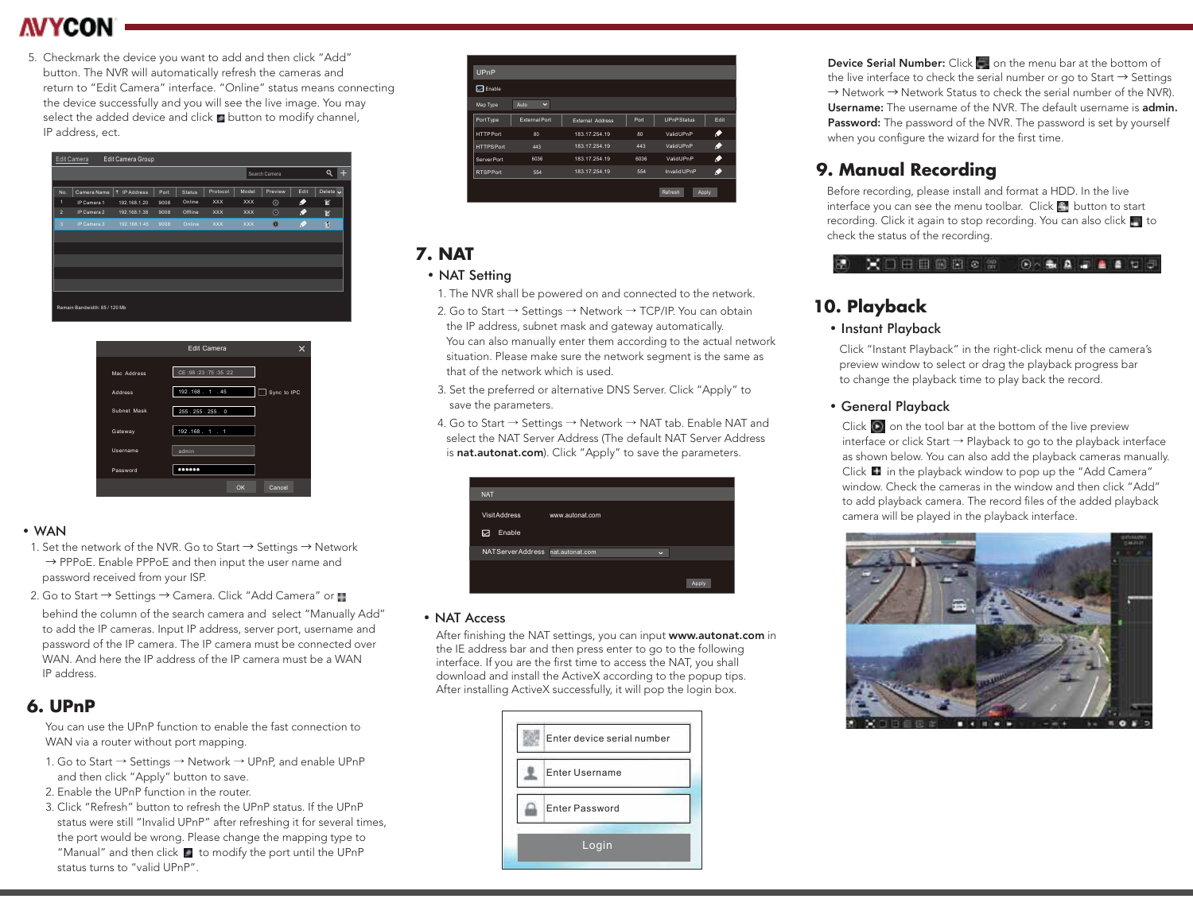5. Checkmark the device you want to add and then click "Add" button. The NVR will automatically refresh the cameras and return to "Edit Camera" interface. "Online" status means connecting the device successfully and you will see the live image. You may select the added device and click button to modify channel, IP address, ect.

- WAN

1. Set the network of the NVR. Go to Start → Settings → Network → PPPoE. Enable PPPoE and then input the user name and password received from your ISP.
2. Go to Start → Settings → Camera. Click "Add Camera" or behind the column of the search camera and select "Manually Add" to add the IP cameras. Input IP address, server port, username and password of the IP camera. The IP camera must be connected over WAN. And here the IP address of the IP camera must be a WAN IP address.

## 6. UPnP

You can use the UPnP function to enable the fast connection to WAN via a router without port mapping.

1. Go to Start → Settings → Network → UPnP, and enable UPnP and then click "Apply" button to save.
2. Enable the UPnP function in the router.
3. Click "Refresh" button to refresh the UPnP status. If the UPnP status were still "Invalid UPnP" after refreshing it for several times, the port would be wrong. Please change the mapping type to "Manual" and then click to modify the port until the UPnP status turns to "valid UPnP".

## 7. NAT

- NAT Setting

1. The NVR shall be powered on and connected to the network.
2. Go to Start → Settings → Network → TCP/IP. You can obtain the IP address, subnet mask and gateway automatically. You can also manually enter them according to the actual network situation. Please make sure the network segment is the same as that of the network which is used.
3. Set the preferred or alternative DNS Server. Click "Apply" to save the parameters.
4. Go to Start → Settings → Network → NAT tab. Enable NAT and select the NAT Server Address (The default NAT Server Address is **nat.autonat.com**). Click "Apply" to save the parameters.

- NAT Access

After finishing the NAT settings, you can input **www.autonat.com** in the IE address bar and then press enter to go to the following interface. If you are the first time to access the NAT, you shall download and install the ActiveX according to the popup tips. After installing ActiveX successfully, it will pop the login box.

**Device Serial Number:** Click on the menu bar at the bottom of the live interface to check the serial number or go to Start → Settings → Network → Network Status to check the serial number of the NVR).
**Username:** The username of the NVR. The default username is **admin.**
**Password:** The password of the NVR. The password is set by yourself when you configure the wizard for the first time.

## 9. Manual Recording

Before recording, please install and format a HDD. In the live interface you can see the menu toolbar. Click button to start recording. Click it again to stop recording. You can also click to check the status of the recording.

## 10. Playback

- Instant Playback

Click "Instant Playback" in the right-click menu of the camera's preview window to select or drag the playback progress bar to change the playback time to play back the record.

- General Playback

Click on the tool bar at the bottom of the live preview interface or click Start → Playback to go to the playback interface as shown below. You can also add the playback cameras manually. Click in the playback window to pop up the "Add Camera" window. Check the cameras in the window and then click "Add" to add playback camera. The record files of the added playback camera will be played in the playback interface.